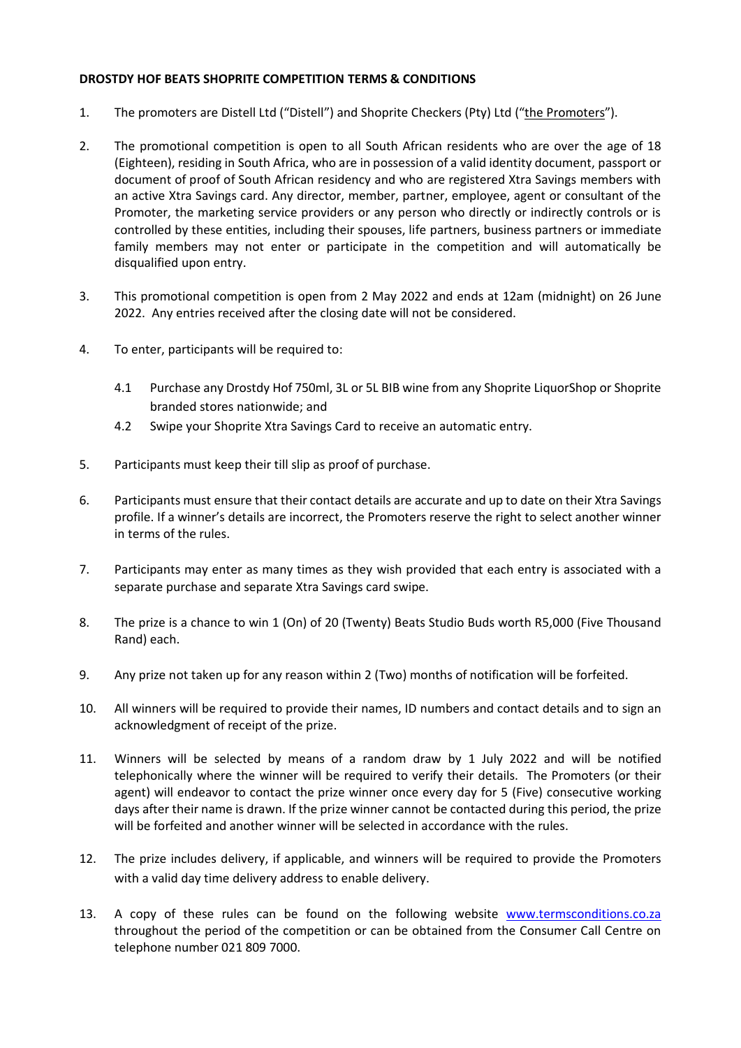**DROSTDY HOF BEATS SHOPRITE COMPETITION TERMS & CONDITIONS**

1. The promoters are Distell Ltd ("Distell") and Shoprite Checkers (Pty) Ltd ("the Promoters").

2. The promotional competition is open to all South African residents who are over the age of 18 (Eighteen), residing in South Africa, who are in possession of a valid identity document, passport or document of proof of South African residency and who are registered Xtra Savings members with an active Xtra Savings card. Any director, member, partner, employee, agent or consultant of the Promoter, the marketing service providers or any person who directly or indirectly controls or is controlled by these entities, including their spouses, life partners, business partners or immediate family members may not enter or participate in the competition and will automatically be disqualified upon entry.

3. This promotional competition is open from 2 May 2022 and ends at 12am (midnight) on 26 June 2022. Any entries received after the closing date will not be considered.

4. To enter, participants will be required to:

   4.1 Purchase any Drostdy Hof 750ml, 3L or 5L BIB wine from any Shoprite LiquorShop or Shoprite branded stores nationwide; and

   4.2 Swipe your Shoprite Xtra Savings Card to receive an automatic entry.

5. Participants must keep their till slip as proof of purchase.

6. Participants must ensure that their contact details are accurate and up to date on their Xtra Savings profile. If a winner's details are incorrect, the Promoters reserve the right to select another winner in terms of the rules.

7. Participants may enter as many times as they wish provided that each entry is associated with a separate purchase and separate Xtra Savings card swipe.

8. The prize is a chance to win 1 (On) of 20 (Twenty) Beats Studio Buds worth R5,000 (Five Thousand Rand) each.

9. Any prize not taken up for any reason within 2 (Two) months of notification will be forfeited.

10. All winners will be required to provide their names, ID numbers and contact details and to sign an acknowledgment of receipt of the prize.

11. Winners will be selected by means of a random draw by 1 July 2022 and will be notified telephonically where the winner will be required to verify their details. The Promoters (or their agent) will endeavor to contact the prize winner once every day for 5 (Five) consecutive working days after their name is drawn. If the prize winner cannot be contacted during this period, the prize will be forfeited and another winner will be selected in accordance with the rules.

12. The prize includes delivery, if applicable, and winners will be required to provide the Promoters with a valid day time delivery address to enable delivery.

13. A copy of these rules can be found on the following website [www.termsconditions.co.za](http://www.termsconditions.co.za) throughout the period of the competition or can be obtained from the Consumer Call Centre on telephone number 021 809 7000.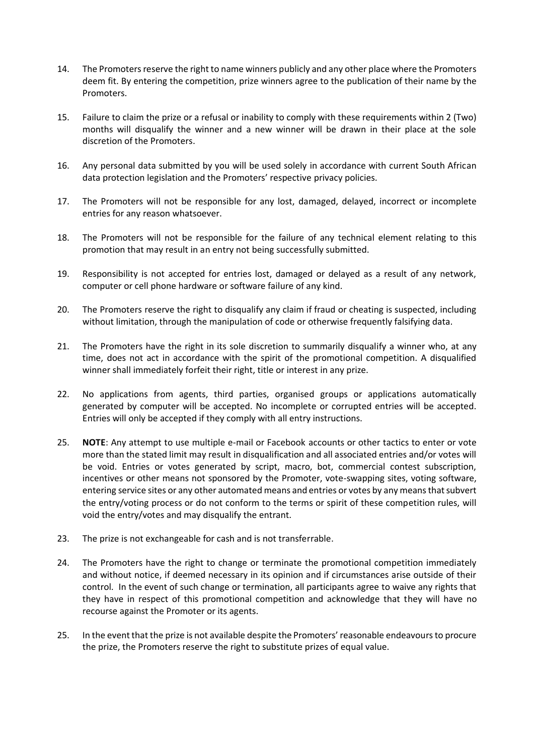14. The Promoters reserve the right to name winners publicly and any other place where the Promoters deem fit. By entering the competition, prize winners agree to the publication of their name by the Promoters.

15. Failure to claim the prize or a refusal or inability to comply with these requirements within 2 (Two) months will disqualify the winner and a new winner will be drawn in their place at the sole discretion of the Promoters.

16. Any personal data submitted by you will be used solely in accordance with current South African data protection legislation and the Promoters' respective privacy policies.

17. The Promoters will not be responsible for any lost, damaged, delayed, incorrect or incomplete entries for any reason whatsoever.

18. The Promoters will not be responsible for the failure of any technical element relating to this promotion that may result in an entry not being successfully submitted.

19. Responsibility is not accepted for entries lost, damaged or delayed as a result of any network, computer or cell phone hardware or software failure of any kind.

20. The Promoters reserve the right to disqualify any claim if fraud or cheating is suspected, including without limitation, through the manipulation of code or otherwise frequently falsifying data.

21. The Promoters have the right in its sole discretion to summarily disqualify a winner who, at any time, does not act in accordance with the spirit of the promotional competition. A disqualified winner shall immediately forfeit their right, title or interest in any prize.

22. No applications from agents, third parties, organised groups or applications automatically generated by computer will be accepted. No incomplete or corrupted entries will be accepted. Entries will only be accepted if they comply with all entry instructions.

25. **NOTE**: Any attempt to use multiple e-mail or Facebook accounts or other tactics to enter or vote more than the stated limit may result in disqualification and all associated entries and/or votes will be void. Entries or votes generated by script, macro, bot, commercial contest subscription, incentives or other means not sponsored by the Promoter, vote-swapping sites, voting software, entering service sites or any other automated means and entries or votes by any means that subvert the entry/voting process or do not conform to the terms or spirit of these competition rules, will void the entry/votes and may disqualify the entrant.

23. The prize is not exchangeable for cash and is not transferrable.

24. The Promoters have the right to change or terminate the promotional competition immediately and without notice, if deemed necessary in its opinion and if circumstances arise outside of their control. In the event of such change or termination, all participants agree to waive any rights that they have in respect of this promotional competition and acknowledge that they will have no recourse against the Promoter or its agents.

25. In the event that the prize is not available despite the Promoters' reasonable endeavours to procure the prize, the Promoters reserve the right to substitute prizes of equal value.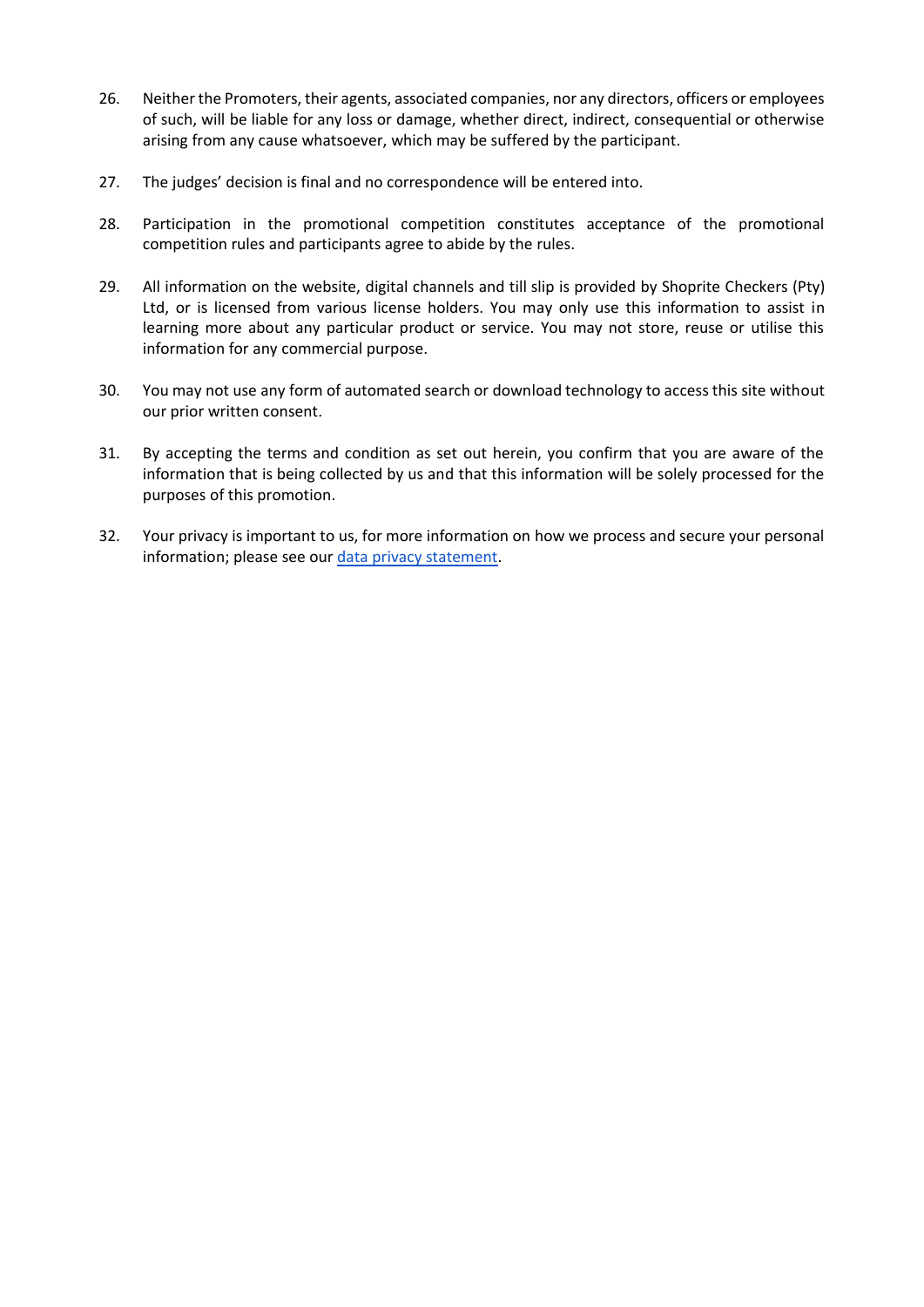26. Neither the Promoters, their agents, associated companies, nor any directors, officers or employees of such, will be liable for any loss or damage, whether direct, indirect, consequential or otherwise arising from any cause whatsoever, which may be suffered by the participant.

27. The judges' decision is final and no correspondence will be entered into.

28. Participation in the promotional competition constitutes acceptance of the promotional competition rules and participants agree to abide by the rules.

29. All information on the website, digital channels and till slip is provided by Shoprite Checkers (Pty) Ltd, or is licensed from various license holders. You may only use this information to assist in learning more about any particular product or service. You may not store, reuse or utilise this information for any commercial purpose.

30. You may not use any form of automated search or download technology to access this site without our prior written consent.

31. By accepting the terms and condition as set out herein, you confirm that you are aware of the information that is being collected by us and that this information will be solely processed for the purposes of this promotion.

32. Your privacy is important to us, for more information on how we process and secure your personal information; please see our [data privacy statement].